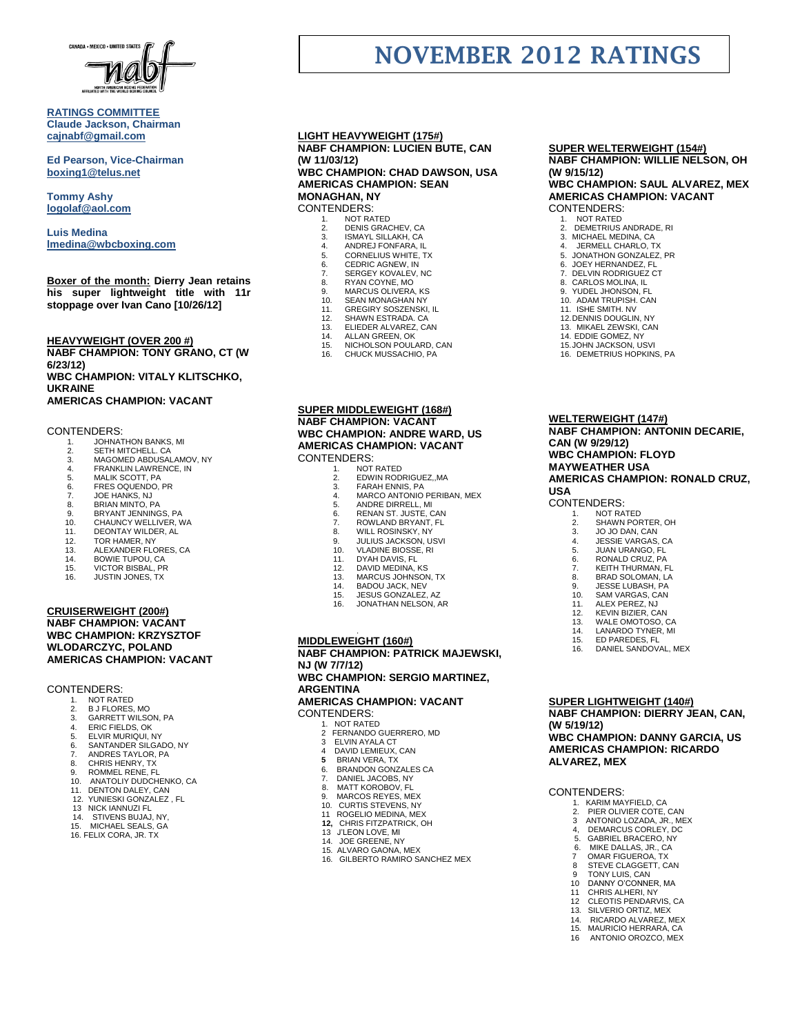# NOVEMBER 2012 RATINGS

**RATINGS COMMITTEE**
**Claude Jackson, Chairman**
**cajnabf@gmail.com**

**Ed Pearson, Vice-Chairman**
**boxing1@telus.net**

**Tommy Ashy**
**logolaf@aol.com**

**Luis Medina**
**lmedina@wbcboxing.com**

**Boxer of the month: Dierry Jean retains his super lightweight title with 11r stoppage over Ivan Cano [10/26/12]**

## HEAVYWEIGHT (OVER 200 #)

**NABF CHAMPION: TONY GRANO, CT (W 6/23/12)**
**WBC CHAMPION: VITALY KLITSCHKO, UKRAINE**
**AMERICAS CHAMPION: VACANT**

CONTENDERS:

1. JOHNATHON BANKS, MI
2. SETH MITCHELL. CA
3. MAGOMED ABDUSALAMOV, NY
4. FRANKLIN LAWRENCE, IN
5. MALIK SCOTT, PA
6. FRES OQUENDO, PR
7. JOE HANKS, NJ
8. BRIAN MINTO, PA
9. BRYANT JENNINGS, PA
10. CHAUNCY WELLIVER, WA
11. DEONTAY WILDER, AL
12. TOR HAMER, NY
13. ALEXANDER FLORES, CA
14. BOWIE TUPOU, CA
15. VICTOR BISBAL, PR
16. JUSTIN JONES, TX

## CRUISERWEIGHT (200#)

**NABF CHAMPION: VACANT**
**WBC CHAMPION: KRZYSZTOF WLODARCZYC, POLAND**
**AMERICAS CHAMPION: VACANT**

CONTENDERS:

1. NOT RATED
2. B J FLORES, MO
3. GARRETT WILSON, PA
4. ERIC FIELDS, OK
5. ELVIR MURIQUI, NY
6. SANTANDER SILGADO, NY
7. ANDRES TAYLOR, PA
8. CHRIS HENRY, TX
9. ROMMEL RENE, FL
10. ANATOLIY DUDCHENKO, CA
11. DENTON DALEY, CAN
12. YUNIESKI GONZALEZ , FL
13. NICK IANNUZI FL
14. STIVENS BUJAJ, NY,
15. MICHAEL SEALS, GA
16. FELIX CORA, JR. TX

## LIGHT HEAVYWEIGHT (175#)

**NABF CHAMPION: LUCIEN BUTE, CAN (W 11/03/12)**
**WBC CHAMPION: CHAD DAWSON, USA**
**AMERICAS CHAMPION: SEAN MONAGHAN, NY**

CONTENDERS:

1. NOT RATED
2. DENIS GRACHEV, CA
3. ISMAYL SILLAKH, CA
4. ANDREJ FONFARA, IL
5. CORNELIUS WHITE, TX
6. CEDRIC AGNEW, IN
7. SERGEY KOVALEV, NC
8. RYAN COYNE, MO
9. MARCUS OLIVERA, KS
10. SEAN MONAGHAN NY
11. GREGIRY SOSZENSKI, IL
12. SHAWN ESTRADA. CA
13. ELIEDER ALVAREZ, CAN
14. ALLAN GREEN, OK
15. NICHOLSON POULARD, CAN
16. CHUCK MUSSACHIO, PA

## SUPER MIDDLEWEIGHT (168#)

**NABF CHAMPION: VACANT**
**WBC CHAMPION: ANDRE WARD, US**
**AMERICAS CHAMPION: VACANT**

CONTENDERS:

1. NOT RATED
2. EDWIN RODRIGUEZ,,MA
3. FARAH ENNIS, PA
4. MARCO ANTONIO PERIBAN, MEX
5. ANDRE DIRRELL, MI
6. RENAN ST. JUSTE, CAN
7. ROWLAND BRYANT, FL
8. WILL ROSINSKY, NY
9. JULIUS JACKSON, USVI
10. VLADINE BIOSSE, RI
11. DYAH DAVIS, FL
12. DAVID MEDINA, KS
13. MARCUS JOHNSON, TX
14. BADOU JACK, NEV
15. JESUS GONZALEZ, AZ
16. JONATHAN NELSON, AR

## MIDDLEWEIGHT (160#)

**NABF CHAMPION: PATRICK MAJEWSKI, NJ (W 7/7/12)**
**WBC CHAMPION: SERGIO MARTINEZ, ARGENTINA**
**AMERICAS CHAMPION: VACANT**

CONTENDERS:

1. NOT RATED
2. FERNANDO GUERRERO, MD
3. ELVIN AYALA CT
4. DAVID LEMIEUX, CAN
5. BRIAN VERA, TX
6. BRANDON GONZALES CA
7. DANIEL JACOBS, NY
8. MATT KOROBOV, FL
9. MARCOS REYES, MEX
10. CURTIS STEVENS, NY
11. ROGELIO MEDINA, MEX
12. CHRIS FITZPATRICK, OH
13. J'LEON LOVE, MI
14. JOE GREENE, NY
15. ALVARO GAONA, MEX
16. GILBERTO RAMIRO SANCHEZ MEX

## SUPER WELTERWEIGHT (154#)

**NABF CHAMPION: WILLIE NELSON, OH (W 9/15/12)**
**WBC CHAMPION: SAUL ALVAREZ, MEX**
**AMERICAS CHAMPION: VACANT**

CONTENDERS:

1. NOT RATED
2. DEMETRIUS ANDRADE, RI
3. MICHAEL MEDINA, CA
4. JERMELL CHARLO, TX
5. JONATHON GONZALEZ, PR
6. JOEY HERNANDEZ, FL
7. DELVIN RODRIGUEZ CT
8. CARLOS MOLINA, IL
9. YUDEL JHONSON, FL
10. ADAM TRUPISH. CAN
11. ISHE SMITH. NV
12. DENNIS DOUGLIN, NY
13. MIKAEL ZEWSKI, CAN
14. EDDIE GOMEZ, NY
15. JOHN JACKSON, USVI
16. DEMETRIUS HOPKINS, PA

## WELTERWEIGHT (147#)

**NABF CHAMPION: ANTONIN DECARIE, CAN (W 9/29/12)**
**WBC CHAMPION: FLOYD MAYWEATHER USA**
**AMERICAS CHAMPION: RONALD CRUZ, USA**

CONTENDERS:

1. NOT RATED
2. SHAWN PORTER, OH
3. JO JO DAN, CAN
4. JESSIE VARGAS, CA
5. JUAN URANGO, FL
6. RONALD CRUZ, PA
7. KEITH THURMAN, FL
8. BRAD SOLOMAN, LA
9. JESSE LUBASH, PA
10. SAM VARGAS, CAN
11. ALEX PEREZ, NJ
12. KEVIN BIZIER, CAN
13. WALE OMOTOSO, CA
14. LANARDO TYNER, MI
15. ED PAREDES, FL
16. DANIEL SANDOVAL, MEX

## SUPER LIGHTWEIGHT (140#)

**NABF CHAMPION: DIERRY JEAN, CAN, (W 5/19/12)**
**WBC CHAMPION: DANNY GARCIA, US**
**AMERICAS CHAMPION: RICARDO ALVAREZ, MEX**

CONTENDERS:

1. KARIM MAYFIELD, CA
2. PIER OLIVIER COTE, CAN
3. ANTONIO LOZADA, JR., MEX
4. DEMARCUS CORLEY, DC
5. GABRIEL BRACERO, NY
6. MIKE DALLAS, JR., CA
7. OMAR FIGUEROA, TX
8. STEVE CLAGGETT, CAN
9. TONY LUIS, CAN
10. DANNY O'CONNER, MA
11. CHRIS ALHERI, NY
12. CLEOTIS PENDARVIS, CA
13. SILVERIO ORTIZ, MEX
14. RICARDO ALVAREZ, MEX
15. MAURICIO HERRARA, CA
16. ANTONIO OROZCO, MEX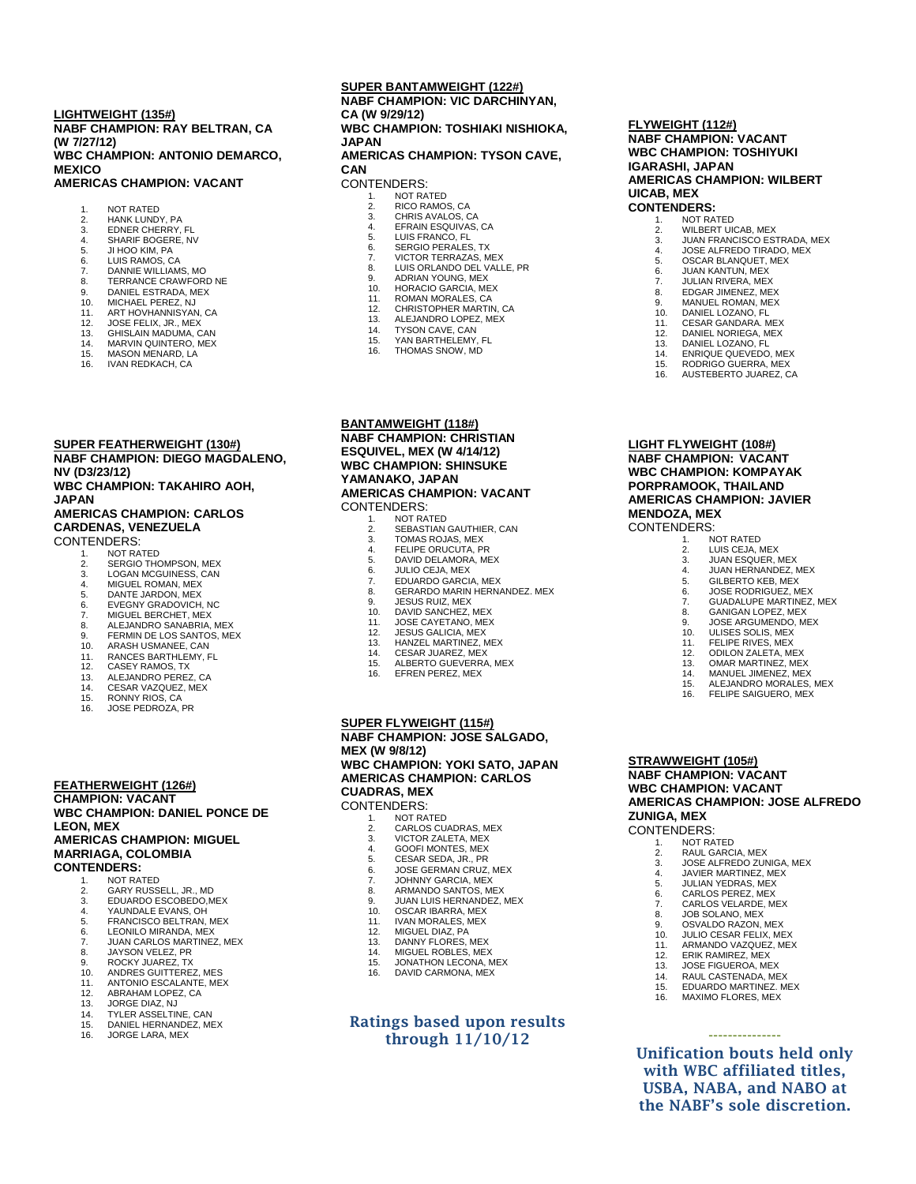## LIGHTWEIGHT (135#)

**NABF CHAMPION: RAY BELTRAN, CA (W 7/27/12)**
**WBC CHAMPION: ANTONIO DEMARCO, MEXICO**
**AMERICAS CHAMPION: VACANT**

1. NOT RATED
2. HANK LUNDY, PA
3. EDNER CHERRY, FL
4. SHARIF BOGERE, NV
5. JI HOO KIM, PA
6. LUIS RAMOS, CA
7. DANNIE WILLIAMS, MO
8. TERRANCE CRAWFORD NE
9. DANIEL ESTRADA, MEX
10. MICHAEL PEREZ, NJ
11. ART HOVHANNISYAN, CA
12. JOSE FELIX, JR., MEX
13. GHISLAIN MADUMA, CAN
14. MARVIN QUINTERO, MEX
15. MASON MENARD, LA
16. IVAN REDKACH, CA

## SUPER FEATHERWEIGHT (130#)

**NABF CHAMPION: DIEGO MAGDALENO, NV (D3/23/12)**
**WBC CHAMPION: TAKAHIRO AOH, JAPAN**
**AMERICAS CHAMPION: CARLOS CARDENAS, VENEZUELA**

CONTENDERS:

1. NOT RATED
2. SERGIO THOMPSON, MEX
3. LOGAN MCGUINESS, CAN
4. MIGUEL ROMAN, MEX
5. DANTE JARDON, MEX
6. EVEGNY GRADOVICH, NC
7. MIGUEL BERCHET, MEX
8. ALEJANDRO SANABRIA, MEX
9. FERMIN DE LOS SANTOS, MEX
10. ARASH USMANEE, CAN
11. RANCES BARTHLEMY, FL
12. CASEY RAMOS, TX
13. ALEJANDRO PEREZ, CA
14. CESAR VAZQUEZ, MEX
15. RONNY RIOS, CA
16. JOSE PEDROZA, PR

## FEATHERWEIGHT (126#)

**CHAMPION: VACANT**
**WBC CHAMPION: DANIEL PONCE DE LEON, MEX**
**AMERICAS CHAMPION: MIGUEL MARRIAGA, COLOMBIA**

**CONTENDERS:**

1. NOT RATED
2. GARY RUSSELL, JR., MD
3. EDUARDO ESCOBEDO,MEX
4. YAUNDALE EVANS, OH
5. FRANCISCO BELTRAN, MEX
6. LEONILO MIRANDA, MEX
7. JUAN CARLOS MARTINEZ, MEX
8. JAYSON VELEZ, PR
9. ROCKY JUAREZ, TX
10. ANDRES GUITTEREZ, MES
11. ANTONIO ESCALANTE, MEX
12. ABRAHAM LOPEZ, CA
13. JORGE DIAZ, NJ
14. TYLER ASSELTINE, CAN
15. DANIEL HERNANDEZ, MEX
16. JORGE LARA, MEX

## SUPER BANTAMWEIGHT (122#)

**NABF CHAMPION: VIC DARCHINYAN, CA (W 9/29/12)**
**WBC CHAMPION: TOSHIAKI NISHIOKA, JAPAN**
**AMERICAS CHAMPION: TYSON CAVE, CAN**

CONTENDERS:

1. NOT RATED
2. RICO RAMOS, CA
3. CHRIS AVALOS, CA
4. EFRAIN ESQUIVAS, CA
5. LUIS FRANCO, FL
6. SERGIO PERALES, TX
7. VICTOR TERRAZAS, MEX
8. LUIS ORLANDO DEL VALLE, PR
9. ADRIAN YOUNG, MEX
10. HORACIO GARCIA, MEX
11. ROMAN MORALES, CA
12. CHRISTOPHER MARTIN, CA
13. ALEJANDRO LOPEZ, MEX
14. TYSON CAVE, CAN
15. YAN BARTHELEMY, FL
16. THOMAS SNOW, MD

## BANTAMWEIGHT (118#)

**NABF CHAMPION: CHRISTIAN ESQUIVEL, MEX (W 4/14/12)**
**WBC CHAMPION: SHINSUKE YAMANAKO, JAPAN**
**AMERICAS CHAMPION: VACANT**

CONTENDERS:

1. NOT RATED
2. SEBASTIAN GAUTHIER, CAN
3. TOMAS ROJAS, MEX
4. FELIPE ORUCUTA, PR
5. DAVID DELAMORA, MEX
6. JULIO CEJA, MEX
7. EDUARDO GARCIA, MEX
8. GERARDO MARIN HERNANDEZ. MEX
9. JESUS RUIZ, MEX
10. DAVID SANCHEZ, MEX
11. JOSE CAYETANO, MEX
12. JESUS GALICIA, MEX
13. HANZEL MARTINEZ, MEX
14. CESAR JUAREZ, MEX
15. ALBERTO GUEVERRA, MEX
16. EFREN PEREZ, MEX

## SUPER FLYWEIGHT (115#)

**NABF CHAMPION: JOSE SALGADO, MEX (W 9/8/12)**
**WBC CHAMPION: YOKI SATO, JAPAN**
**AMERICAS CHAMPION: CARLOS CUADRAS, MEX**

CONTENDERS:

1. NOT RATED
2. CARLOS CUADRAS, MEX
3. VICTOR ZALETA, MEX
4. GOOFI MONTES, MEX
5. CESAR SEDA, JR., PR
6. JOSE GERMAN CRUZ, MEX
7. JOHNNY GARCIA, MEX
8. ARMANDO SANTOS, MEX
9. JUAN LUIS HERNANDEZ, MEX
10. OSCAR IBARRA, MEX
11. IVAN MORALES, MEX
12. MIGUEL DIAZ, PA
13. DANNY FLORES, MEX
14. MIGUEL ROBLES, MEX
15. JONATHON LECONA, MEX
16. DAVID CARMONA, MEX

**Ratings based upon results through 11/10/12**

## FLYWEIGHT (112#)

**NABF CHAMPION: VACANT**
**WBC CHAMPION: TOSHIYUKI IGARASHI, JAPAN**
**AMERICAS CHAMPION: WILBERT UICAB, MEX**

**CONTENDERS:**

1. NOT RATED
2. WILBERT UICAB, MEX
3. JUAN FRANCISCO ESTRADA, MEX
4. JOSE ALFREDO TIRADO, MEX
5. OSCAR BLANQUET, MEX
6. JUAN KANTUN, MEX
7. JULIAN RIVERA, MEX
8. EDGAR JIMENEZ, MEX
9. MANUEL ROMAN, MEX
10. DANIEL LOZANO, FL
11. CESAR GANDARA. MEX
12. DANIEL NORIEGA, MEX
13. DANIEL LOZANO, FL
14. ENRIQUE QUEVEDO, MEX
15. RODRIGO GUERRA, MEX
16. AUSTEBERTO JUAREZ, CA

## LIGHT FLYWEIGHT (108#)

**NABF CHAMPION: VACANT**
**WBC CHAMPION: KOMPAYAK PORPRAMOOK, THAILAND**
**AMERICAS CHAMPION: JAVIER MENDOZA, MEX**

CONTENDERS:

1. NOT RATED
2. LUIS CEJA, MEX
3. JUAN ESQUER, MEX
4. JUAN HERNANDEZ, MEX
5. GILBERTO KEB, MEX
6. JOSE RODRIGUEZ, MEX
7. GUADALUPE MARTINEZ, MEX
8. GANIGAN LOPEZ, MEX
9. JOSE ARGUMENDO, MEX
10. ULISES SOLIS, MEX
11. FELIPE RIVES, MEX
12. ODILON ZALETA, MEX
13. OMAR MARTINEZ, MEX
14. MANUEL JIMENEZ, MEX
15. ALEJANDRO MORALES, MEX
16. FELIPE SAIGUERO, MEX

## STRAWWEIGHT (105#)

**NABF CHAMPION: VACANT**
**WBC CHAMPION: VACANT**
**AMERICAS CHAMPION: JOSE ALFREDO ZUNIGA, MEX**

CONTENDERS:

1. NOT RATED
2. RAUL GARCIA, MEX
3. JOSE ALFREDO ZUNIGA, MEX
4. JAVIER MARTINEZ, MEX
5. JULIAN YEDRAS, MEX
6. CARLOS PEREZ, MEX
7. CARLOS VELARDE, MEX
8. JOB SOLANO, MEX
9. OSVALDO RAZON, MEX
10. JULIO CESAR FELIX, MEX
11. ARMANDO VAZQUEZ, MEX
12. ERIK RAMIREZ, MEX
13. JOSE FIGUEROA, MEX
14. RAUL CASTENADA, MEX
15. EDUARDO MARTINEZ. MEX
16. MAXIMO FLORES, MEX

---------------

**Unification bouts held only with WBC affiliated titles, USBA, NABA, and NABO at the NABF's sole discretion.**